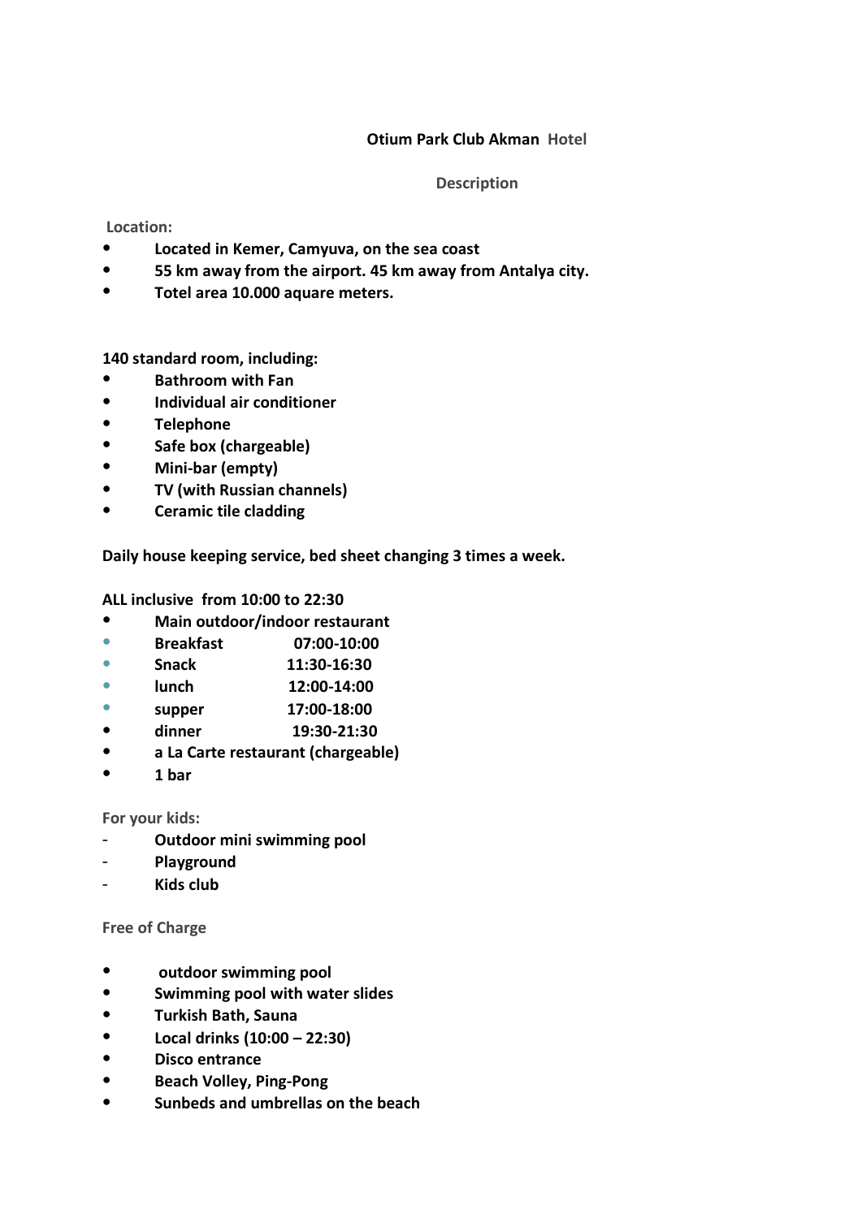# Otium Park Club Akman Hotel

## Description

**Location:**

- **Located in Kemer, Camyuva, on the sea coast**
- **55 km away from the airport. 45 km away from Antalya city.**
- **Totel area 10.000 aquare meters.**

**140 standard room, including:**

- **Bathroom with Fan**
- **Individual air conditioner**
- **Telephone**
- **Safe box (chargeable)**
- **Mini-bar (empty)**
- **TV (with Russian channels)**
- **Ceramic tile cladding**

**Daily house keeping service, bed sheet changing 3 times a week.**

**ALL inclusive from 10:00 to 22:30**

- **Main outdoor/indoor restaurant**
- **Breakfast 07:00-10:00**
- **Snack 11:30-16:30**
- **lunch 12:00-14:00**
- **supper 17:00-18:00**
- **dinner 19:30-21:30**
- **a La Carte restaurant (chargeable)**
- **1 bar**

**For your kids:**

- **Outdoor mini swimming pool**
- **Playground**
- **Kids club**

**Free of Charge**

- **outdoor swimming pool**
- **Swimming pool with water slides**
- **Turkish Bath, Sauna**
- **Local drinks (10:00 – 22:30)**
- **Disco entrance**
- **Beach Volley, Ping-Pong**
- **Sunbeds and umbrellas on the beach**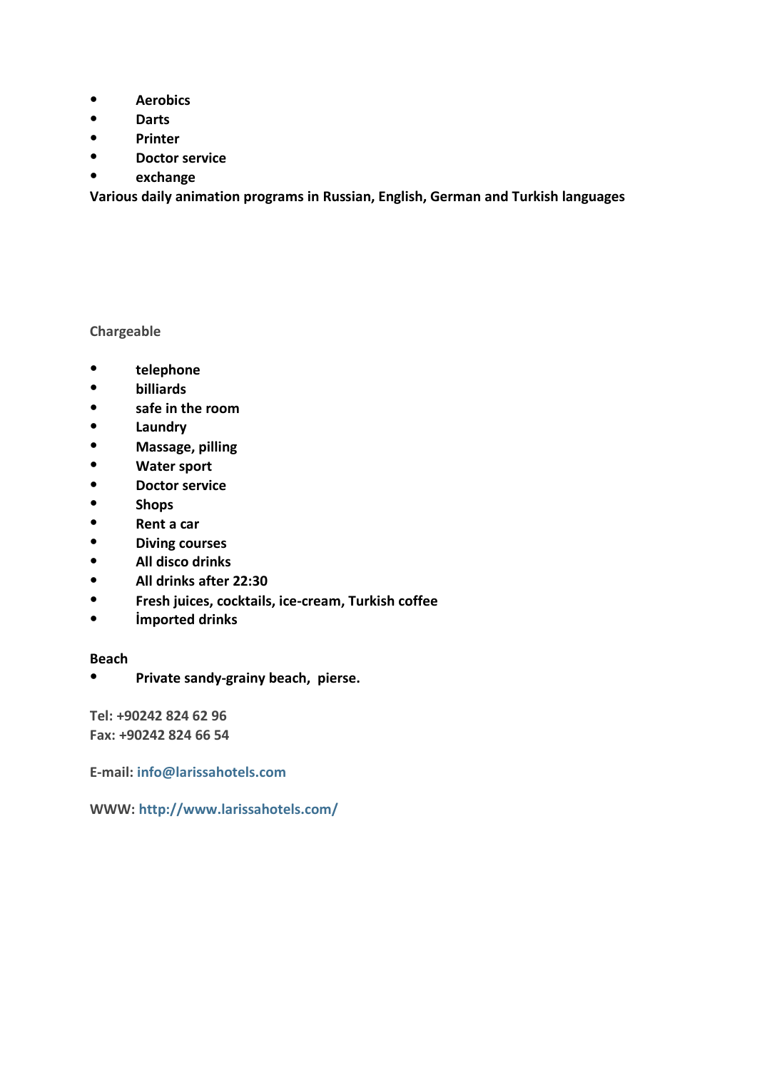- **Aerobics**
- **Darts**
- **Printer**
- **Doctor service**
- **exchange**

**Various daily animation programs in Russian, English, German and Turkish languages**

**Chargeable**

- **telephone**
- **billiards**
- **safe in the room**
- **Laundry**
- **Massage, pilling**
- **Water sport**
- **Doctor service**
- **Shops**
- **Rent a car**
- **Diving courses**
- **All disco drinks**
- **All drinks after 22:30**
- **Fresh juices, cocktails, ice-cream, Turkish coffee**
- **İmported drinks**

**Beach**

- **Private sandy-grainy beach, pierse.**

**Tel: +90242 824 62 96**
**Fax: +90242 824 66 54**

**E-mail: info@larissahotels.com**

**WWW: http://www.larissahotels.com/**